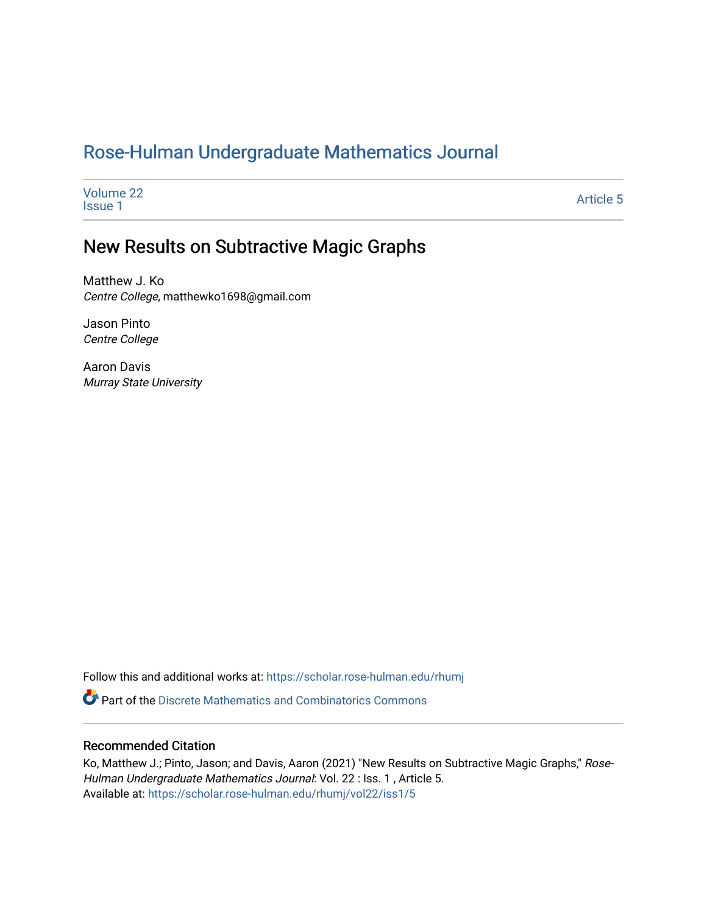# Rose-Hulman Undergraduate Mathematics Journal

Volume 22
Issue 1

Article 5

## New Results on Subtractive Magic Graphs

Matthew J. Ko
*Centre College*, matthewko1698@gmail.com

Jason Pinto
*Centre College*

Aaron Davis
*Murray State University*

Follow this and additional works at: https://scholar.rose-hulman.edu/rhumj

Part of the Discrete Mathematics and Combinatorics Commons

### Recommended Citation

Ko, Matthew J.; Pinto, Jason; and Davis, Aaron (2021) "New Results on Subtractive Magic Graphs," *Rose-Hulman Undergraduate Mathematics Journal*: Vol. 22 : Iss. 1 , Article 5.
Available at: https://scholar.rose-hulman.edu/rhumj/vol22/iss1/5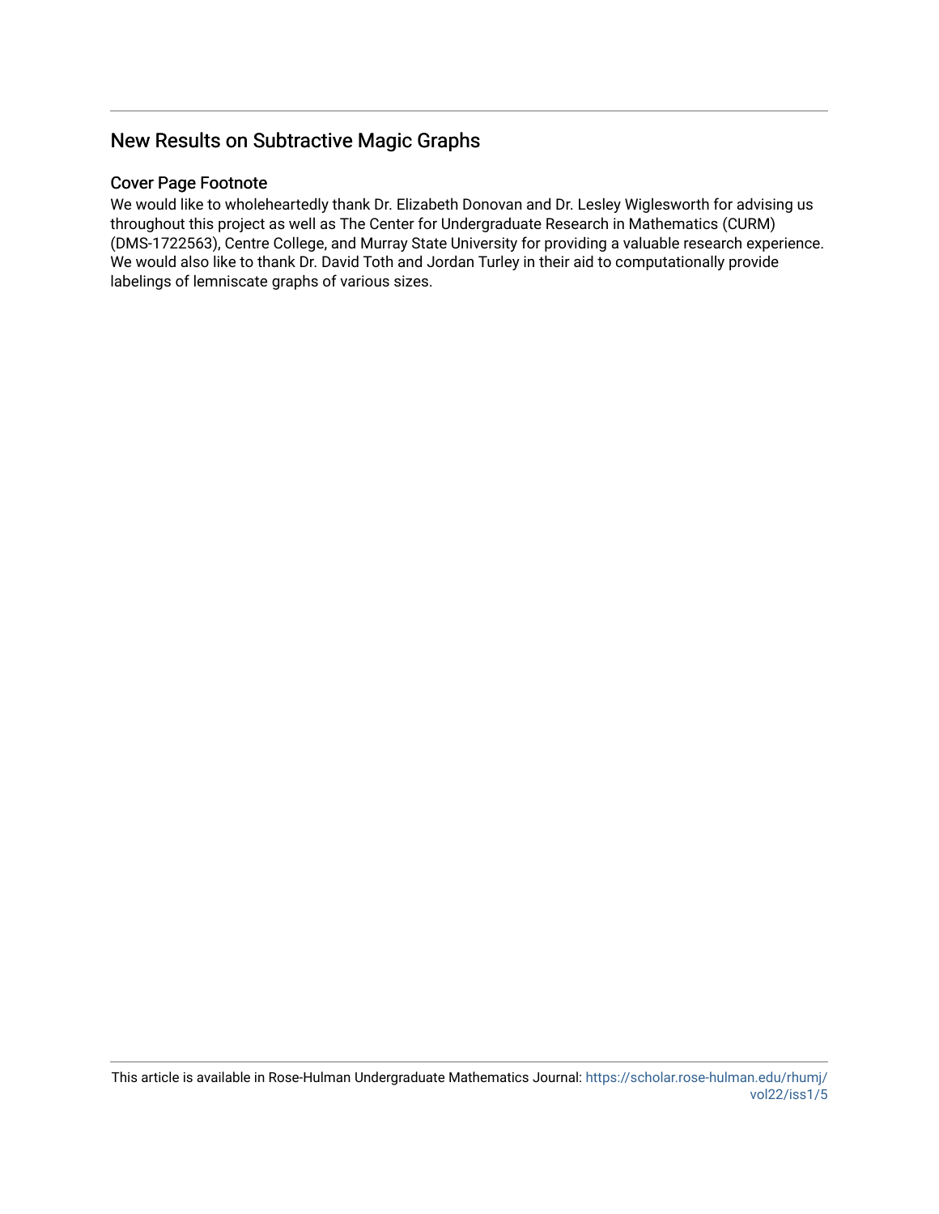## New Results on Subtractive Magic Graphs

### Cover Page Footnote

We would like to wholeheartedly thank Dr. Elizabeth Donovan and Dr. Lesley Wiglesworth for advising us throughout this project as well as The Center for Undergraduate Research in Mathematics (CURM) (DMS-1722563), Centre College, and Murray State University for providing a valuable research experience. We would also like to thank Dr. David Toth and Jordan Turley in their aid to computationally provide labelings of lemniscate graphs of various sizes.

This article is available in Rose-Hulman Undergraduate Mathematics Journal: https://scholar.rose-hulman.edu/rhumj/vol22/iss1/5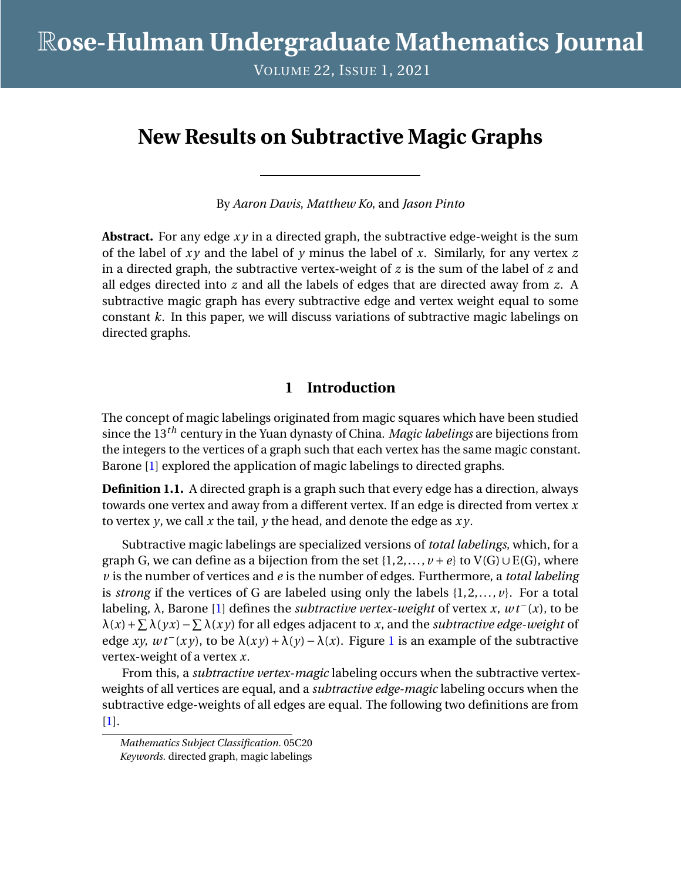# New Results on Subtractive Magic Graphs

By *Aaron Davis*, *Matthew Ko*, and *Jason Pinto*

**Abstract.** For any edge $xy$ in a directed graph, the subtractive edge-weight is the sum of the label of $xy$ and the label of $y$ minus the label of $x$. Similarly, for any vertex $z$ in a directed graph, the subtractive vertex-weight of $z$ is the sum of the label of $z$ and all edges directed into $z$ and all the labels of edges that are directed away from $z$. A subtractive magic graph has every subtractive edge and vertex weight equal to some constant $k$. In this paper, we will discuss variations of subtractive magic labelings on directed graphs.

## 1 Introduction

The concept of magic labelings originated from magic squares which have been studied since the $13^{th}$ century in the Yuan dynasty of China. *Magic labelings* are bijections from the integers to the vertices of a graph such that each vertex has the same magic constant. Barone [1] explored the application of magic labelings to directed graphs.

**Definition 1.1.** A directed graph is a graph such that every edge has a direction, always towards one vertex and away from a different vertex. If an edge is directed from vertex $x$ to vertex $y$, we call $x$ the tail, $y$ the head, and denote the edge as $xy$.

Subtractive magic labelings are specialized versions of *total labelings*, which, for a graph G, we can define as a bijection from the set $\{1, 2, \ldots, v + e\}$ to $V(G) \cup E(G)$, where $v$ is the number of vertices and $e$ is the number of edges. Furthermore, a *total labeling* is *strong* if the vertices of G are labeled using only the labels $\{1, 2, \ldots, v\}$. For a total labeling, $\lambda$, Barone [1] defines the *subtractive vertex-weight* of vertex $x$, $wt^{-}(x)$, to be $\lambda(x) + \sum \lambda(yx) - \sum \lambda(xy)$ for all edges adjacent to $x$, and the *subtractive edge-weight* of edge $xy$, $wt^{-}(xy)$, to be $\lambda(xy) + \lambda(y) - \lambda(x)$. Figure 1 is an example of the subtractive vertex-weight of a vertex $x$.

From this, a *subtractive vertex-magic* labeling occurs when the subtractive vertex-weights of all vertices are equal, and a *subtractive edge-magic* labeling occurs when the subtractive edge-weights of all edges are equal. The following two definitions are from [1].

*Mathematics Subject Classification.* 05C20
*Keywords.* directed graph, magic labelings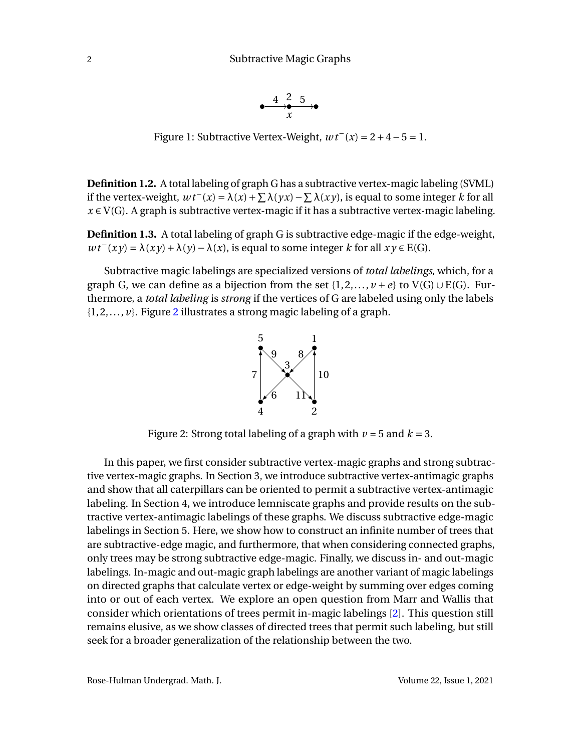Figure 1: Subtractive Vertex-Weight, $wt^{-}(x) = 2 + 4 - 5 = 1$.

**Definition 1.2.** A total labeling of graph G has a subtractive vertex-magic labeling (SVML) if the vertex-weight, $wt^{-}(x) = \lambda(x) + \sum \lambda(yx) - \sum \lambda(xy)$, is equal to some integer $k$ for all $x \in \mathrm{V(G)}$. A graph is subtractive vertex-magic if it has a subtractive vertex-magic labeling.

**Definition 1.3.** A total labeling of graph G is subtractive edge-magic if the edge-weight, $wt^{-}(xy) = \lambda(xy) + \lambda(y) - \lambda(x)$, is equal to some integer $k$ for all $xy \in \mathrm{E(G)}$.

Subtractive magic labelings are specialized versions of *total labelings*, which, for a graph G, we can define as a bijection from the set $\{1, 2, \ldots, v + e\}$ to $\mathrm{V(G)} \cup \mathrm{E(G)}$. Furthermore, a *total labeling* is *strong* if the vertices of G are labeled using only the labels $\{1, 2, \ldots, v\}$. Figure 2 illustrates a strong magic labeling of a graph.

Figure 2: Strong total labeling of a graph with $v = 5$ and $k = 3$.

In this paper, we first consider subtractive vertex-magic graphs and strong subtractive vertex-magic graphs. In Section 3, we introduce subtractive vertex-antimagic graphs and show that all caterpillars can be oriented to permit a subtractive vertex-antimagic labeling. In Section 4, we introduce lemniscate graphs and provide results on the subtractive vertex-antimagic labelings of these graphs. We discuss subtractive edge-magic labelings in Section 5. Here, we show how to construct an infinite number of trees that are subtractive-edge magic, and furthermore, that when considering connected graphs, only trees may be strong subtractive edge-magic. Finally, we discuss in- and out-magic labelings. In-magic and out-magic graph labelings are another variant of magic labelings on directed graphs that calculate vertex or edge-weight by summing over edges coming into or out of each vertex. We explore an open question from Marr and Wallis that consider which orientations of trees permit in-magic labelings [2]. This question still remains elusive, as we show classes of directed trees that permit such labeling, but still seek for a broader generalization of the relationship between the two.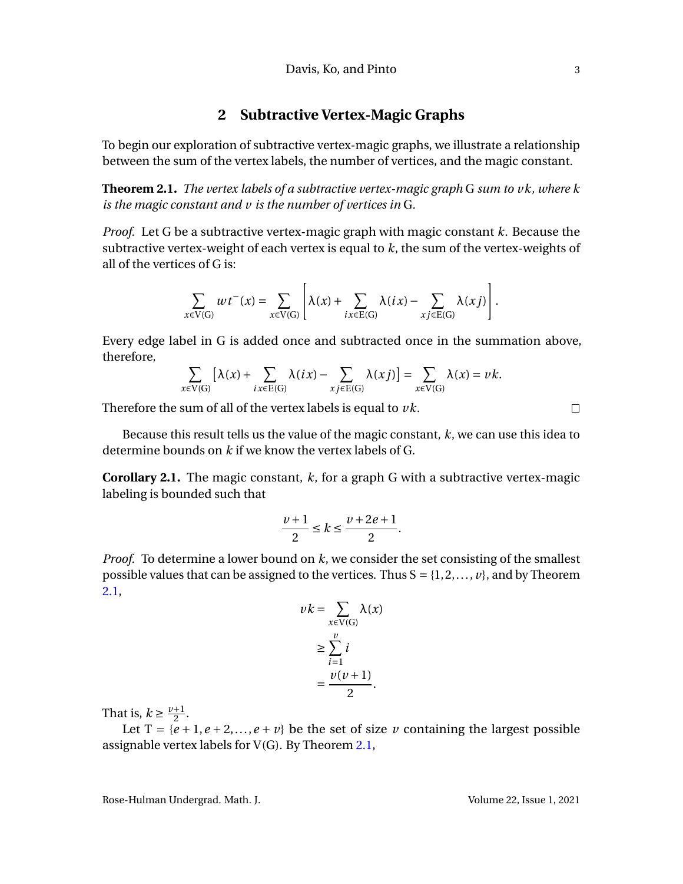## 2 Subtractive Vertex-Magic Graphs

To begin our exploration of subtractive vertex-magic graphs, we illustrate a relationship between the sum of the vertex labels, the number of vertices, and the magic constant.

**Theorem 2.1.** *The vertex labels of a subtractive vertex-magic graph* G *sum to $vk$, where $k$ is the magic constant and $v$ is the number of vertices in* G.

*Proof.* Let G be a subtractive vertex-magic graph with magic constant $k$. Because the subtractive vertex-weight of each vertex is equal to $k$, the sum of the vertex-weights of all of the vertices of G is:

$$\sum_{x\in V(G)} wt^{-}(x) = \sum_{x\in V(G)} \left[ \lambda(x) + \sum_{ix\in E(G)} \lambda(ix) - \sum_{xj\in E(G)} \lambda(xj) \right].$$

Every edge label in G is added once and subtracted once in the summation above, therefore,

$$\sum_{x\in V(G)} \left[ \lambda(x) + \sum_{ix\in E(G)} \lambda(ix) - \sum_{xj\in E(G)} \lambda(xj) \right] = \sum_{x\in V(G)} \lambda(x) = vk.$$

Therefore the sum of all of the vertex labels is equal to $vk$. □

Because this result tells us the value of the magic constant, $k$, we can use this idea to determine bounds on $k$ if we know the vertex labels of G.

**Corollary 2.1.** The magic constant, $k$, for a graph G with a subtractive vertex-magic labeling is bounded such that

$$\frac{v+1}{2} \leq k \leq \frac{v+2e+1}{2}.$$

*Proof.* To determine a lower bound on $k$, we consider the set consisting of the smallest possible values that can be assigned to the vertices. Thus $S = \{1, 2, \ldots, v\}$, and by Theorem 2.1,

$$\begin{aligned} vk &= \sum_{x\in V(G)} \lambda(x) \\ &\geq \sum_{i=1}^{v} i \\ &= \frac{v(v+1)}{2}. \end{aligned}$$

That is, $k \geq \frac{v+1}{2}$.

Let $T = \{e+1, e+2, \ldots, e+v\}$ be the set of size $v$ containing the largest possible assignable vertex labels for V(G). By Theorem 2.1,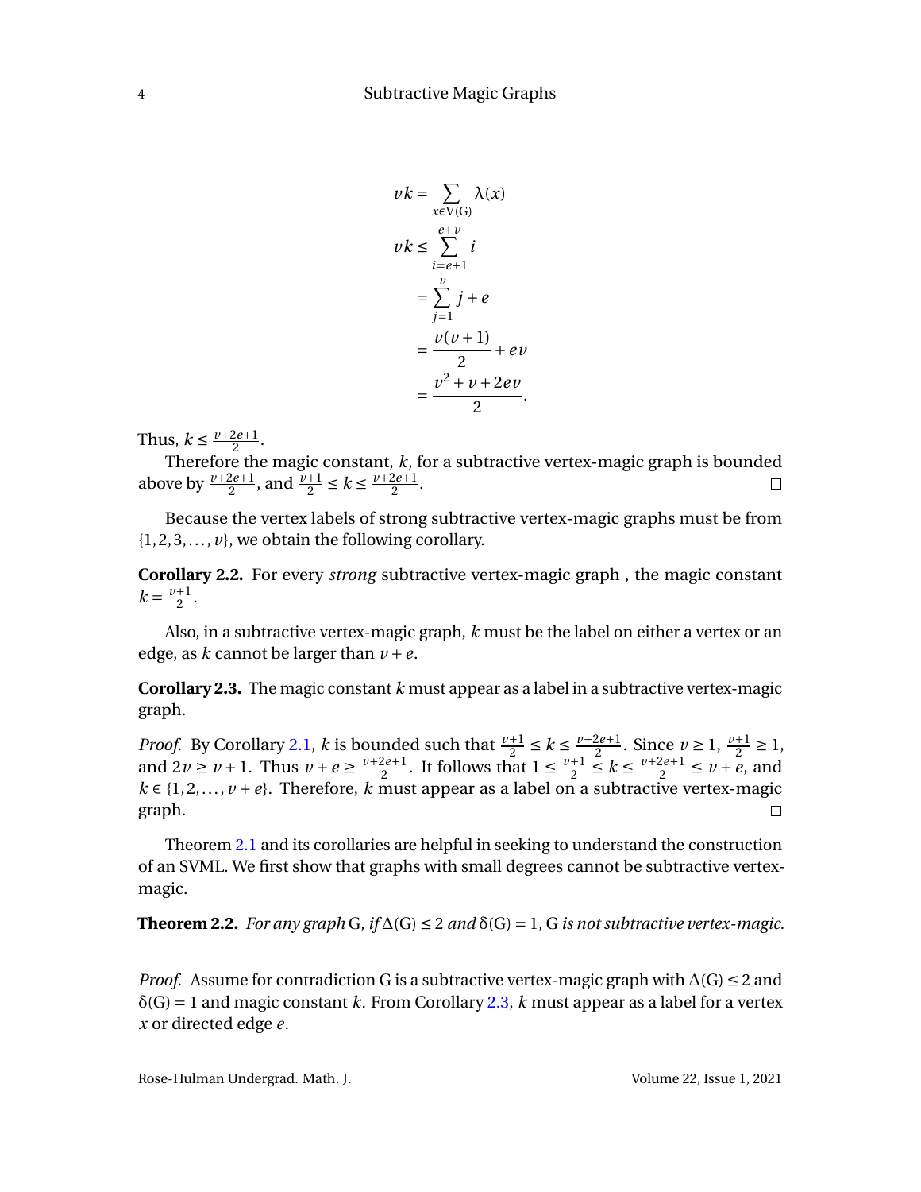$$
\begin{aligned}
vk &= \sum_{x \in V(G)} \lambda(x) \\
vk &\leq \sum_{i=e+1}^{e+v} i \\
&= \sum_{j=1}^{v} j + e \\
&= \frac{v(v+1)}{2} + ev \\
&= \frac{v^2 + v + 2ev}{2}.
\end{aligned}
$$

Thus, $k \leq \frac{v+2e+1}{2}$.

Therefore the magic constant, $k$, for a subtractive vertex-magic graph is bounded above by $\frac{v+2e+1}{2}$, and $\frac{v+1}{2} \leq k \leq \frac{v+2e+1}{2}$. □

Because the vertex labels of strong subtractive vertex-magic graphs must be from $\{1, 2, 3, \ldots, v\}$, we obtain the following corollary.

**Corollary 2.2.** For every *strong* subtractive vertex-magic graph , the magic constant $k = \frac{v+1}{2}$.

Also, in a subtractive vertex-magic graph, $k$ must be the label on either a vertex or an edge, as $k$ cannot be larger than $v + e$.

**Corollary 2.3.** The magic constant $k$ must appear as a label in a subtractive vertex-magic graph.

*Proof.* By Corollary 2.1, $k$ is bounded such that $\frac{v+1}{2} \leq k \leq \frac{v+2e+1}{2}$. Since $v \geq 1$, $\frac{v+1}{2} \geq 1$, and $2v \geq v + 1$. Thus $v + e \geq \frac{v+2e+1}{2}$. It follows that $1 \leq \frac{v+1}{2} \leq k \leq \frac{v+2e+1}{2} \leq v + e$, and $k \in \{1, 2, \ldots, v + e\}$. Therefore, $k$ must appear as a label on a subtractive vertex-magic graph. □

Theorem 2.1 and its corollaries are helpful in seeking to understand the construction of an SVML. We first show that graphs with small degrees cannot be subtractive vertex-magic.

**Theorem 2.2.** *For any graph* G, *if* $\Delta(G) \leq 2$ *and* $\delta(G) = 1$, G *is not subtractive vertex-magic.*

*Proof.* Assume for contradiction G is a subtractive vertex-magic graph with $\Delta(G) \leq 2$ and $\delta(G) = 1$ and magic constant $k$. From Corollary 2.3, $k$ must appear as a label for a vertex $x$ or directed edge $e$.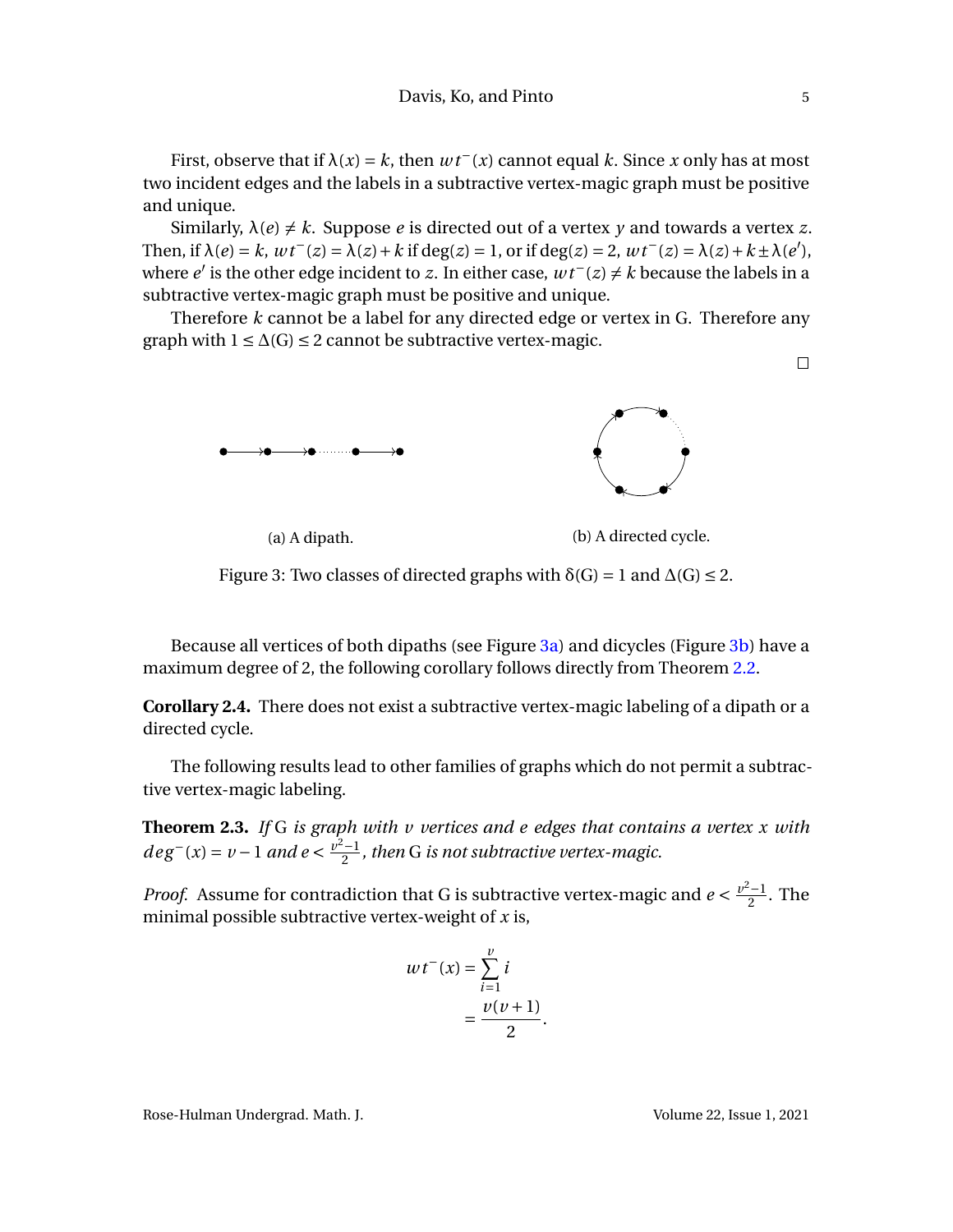First, observe that if $\lambda(x) = k$, then $wt^-(x)$ cannot equal $k$. Since $x$ only has at most two incident edges and the labels in a subtractive vertex-magic graph must be positive and unique.

Similarly, $\lambda(e) \neq k$. Suppose $e$ is directed out of a vertex $y$ and towards a vertex $z$. Then, if $\lambda(e) = k$, $wt^-(z) = \lambda(z) + k$ if $\deg(z) = 1$, or if $\deg(z) = 2$, $wt^-(z) = \lambda(z) + k \pm \lambda(e')$, where $e'$ is the other edge incident to $z$. In either case, $wt^-(z) \neq k$ because the labels in a subtractive vertex-magic graph must be positive and unique.

Therefore $k$ cannot be a label for any directed edge or vertex in G. Therefore any graph with $1 \leq \Delta(G) \leq 2$ cannot be subtractive vertex-magic.

□

(a) A dipath.

(b) A directed cycle.

Figure 3: Two classes of directed graphs with $\delta(G) = 1$ and $\Delta(G) \leq 2$.

Because all vertices of both dipaths (see Figure 3a) and dicycles (Figure 3b) have a maximum degree of 2, the following corollary follows directly from Theorem 2.2.

**Corollary 2.4.** There does not exist a subtractive vertex-magic labeling of a dipath or a directed cycle.

The following results lead to other families of graphs which do not permit a subtractive vertex-magic labeling.

**Theorem 2.3.** *If* G *is graph with* $v$ *vertices and* $e$ *edges that contains a vertex* $x$ *with* $deg^-(x) = v - 1$ *and* $e < \frac{v^2-1}{2}$*, then* G *is not subtractive vertex-magic.*

*Proof.* Assume for contradiction that G is subtractive vertex-magic and $e < \frac{v^2-1}{2}$. The minimal possible subtractive vertex-weight of $x$ is,

$$\begin{aligned} wt^-(x) &= \sum_{i=1}^{v} i \\ &= \frac{v(v+1)}{2}. \end{aligned}$$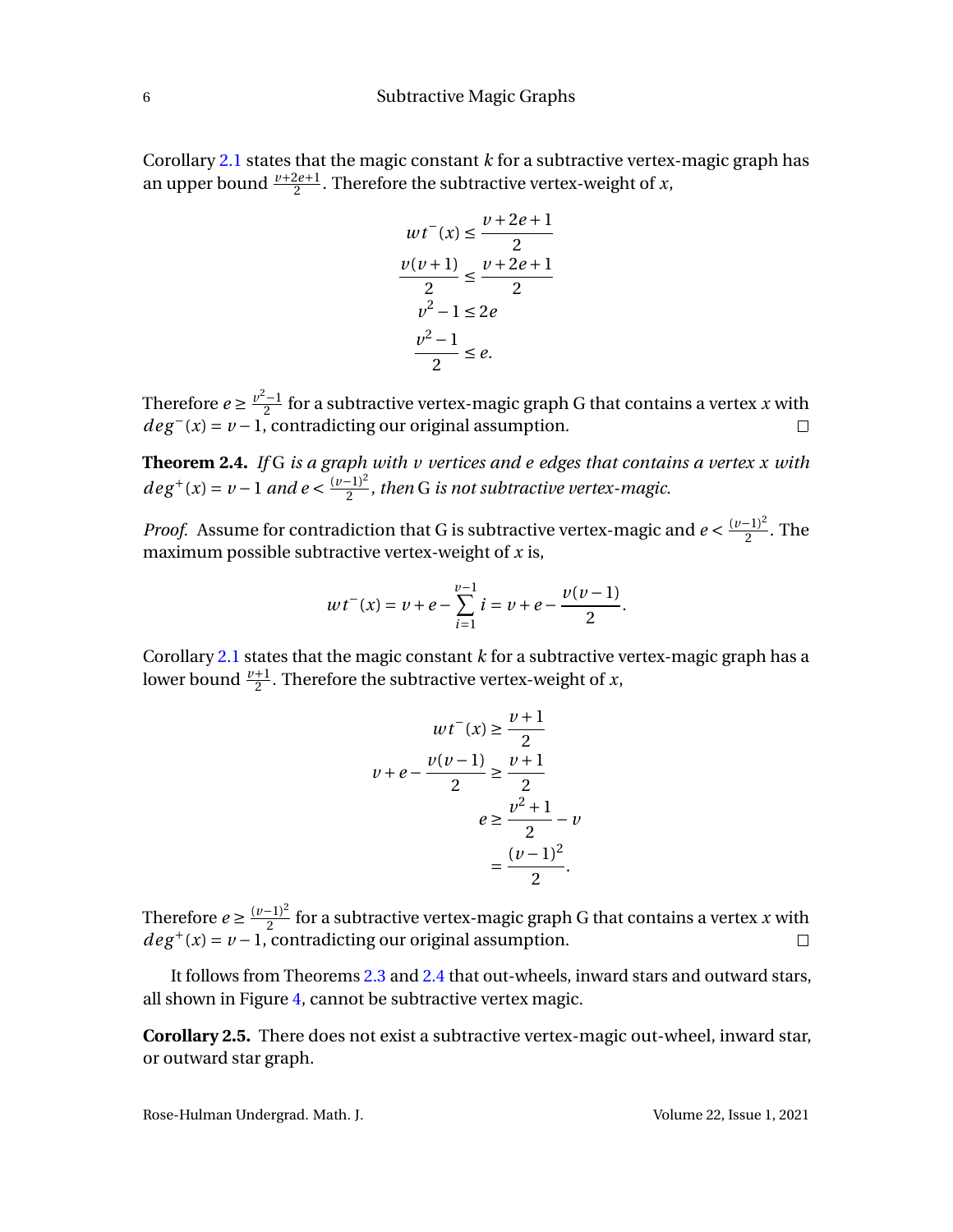Corollary 2.1 states that the magic constant $k$ for a subtractive vertex-magic graph has an upper bound $\frac{v+2e+1}{2}$. Therefore the subtractive vertex-weight of $x$,

$$
\begin{aligned}
wt^{-}(x) &\leq \frac{v+2e+1}{2} \\
\frac{v(v+1)}{2} &\leq \frac{v+2e+1}{2} \\
v^2 - 1 &\leq 2e \\
\frac{v^2-1}{2} &\leq e.
\end{aligned}
$$

Therefore $e \geq \frac{v^2-1}{2}$ for a subtractive vertex-magic graph G that contains a vertex $x$ with $deg^{-}(x) = v-1$, contradicting our original assumption. □

**Theorem 2.4.** *If* G *is a graph with $v$ vertices and $e$ edges that contains a vertex $x$ with $deg^{+}(x) = v-1$ and $e < \frac{(v-1)^2}{2}$, then* G *is not subtractive vertex-magic.*

*Proof.* Assume for contradiction that G is subtractive vertex-magic and $e < \frac{(v-1)^2}{2}$. The maximum possible subtractive vertex-weight of $x$ is,

$$
wt^{-}(x) = v + e - \sum_{i=1}^{v-1} i = v + e - \frac{v(v-1)}{2}.
$$

Corollary 2.1 states that the magic constant $k$ for a subtractive vertex-magic graph has a lower bound $\frac{v+1}{2}$. Therefore the subtractive vertex-weight of $x$,

$$
\begin{aligned}
wt^{-}(x) &\geq \frac{v+1}{2} \\
v + e - \frac{v(v-1)}{2} &\geq \frac{v+1}{2} \\
e &\geq \frac{v^2+1}{2} - v \\
&= \frac{(v-1)^2}{2}.
\end{aligned}
$$

Therefore $e \geq \frac{(v-1)^2}{2}$ for a subtractive vertex-magic graph G that contains a vertex $x$ with $deg^{+}(x) = v-1$, contradicting our original assumption. □

It follows from Theorems 2.3 and 2.4 that out-wheels, inward stars and outward stars, all shown in Figure 4, cannot be subtractive vertex magic.

**Corollary 2.5.** There does not exist a subtractive vertex-magic out-wheel, inward star, or outward star graph.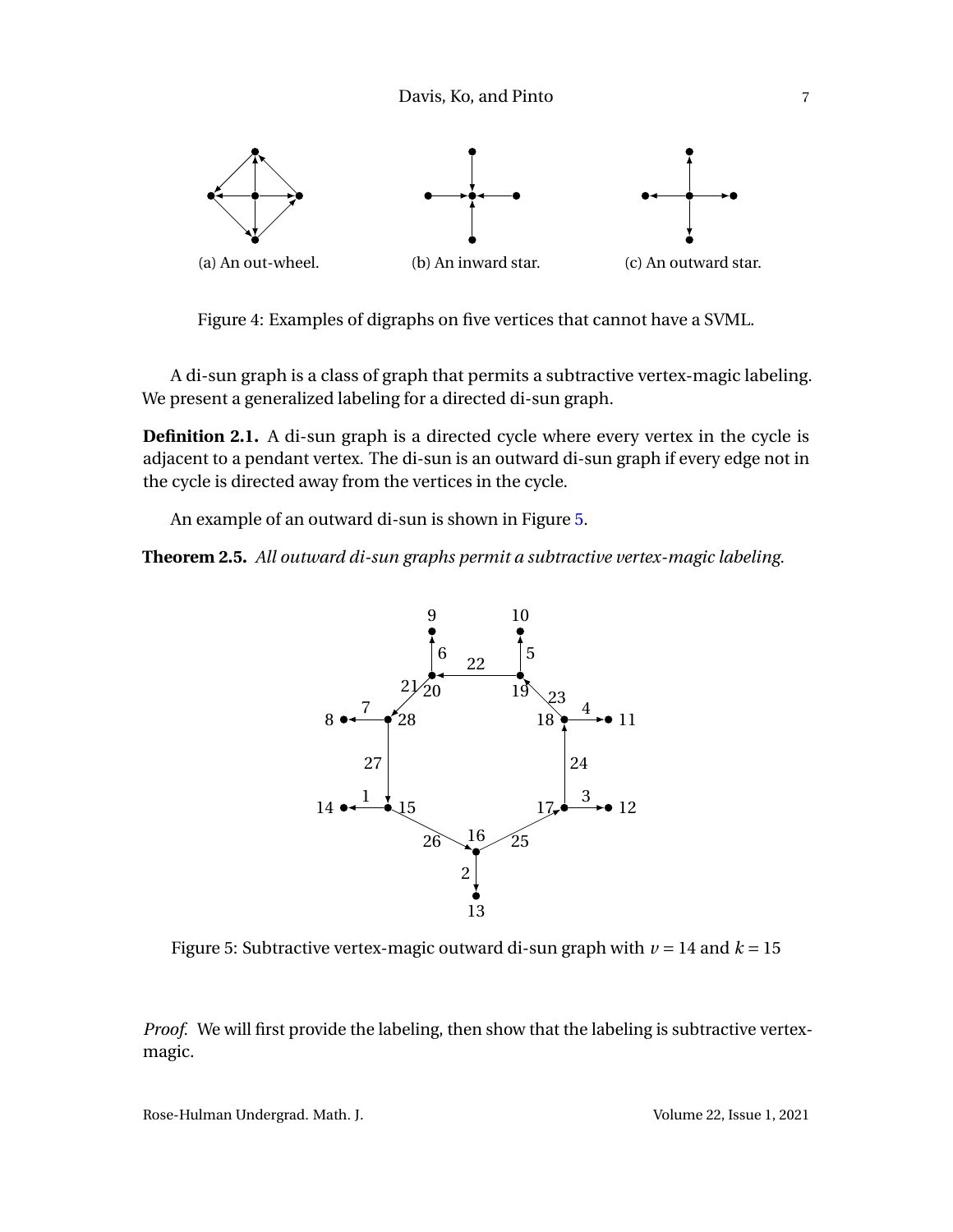(a) An out-wheel.

(b) An inward star.

(c) An outward star.

Figure 4: Examples of digraphs on five vertices that cannot have a SVML.

A di-sun graph is a class of graph that permits a subtractive vertex-magic labeling. We present a generalized labeling for a directed di-sun graph.

**Definition 2.1.** A di-sun graph is a directed cycle where every vertex in the cycle is adjacent to a pendant vertex. The di-sun is an outward di-sun graph if every edge not in the cycle is directed away from the vertices in the cycle.

An example of an outward di-sun is shown in Figure 5.

**Theorem 2.5.** *All outward di-sun graphs permit a subtractive vertex-magic labeling.*

Figure 5: Subtractive vertex-magic outward di-sun graph with $v = 14$ and $k = 15$

*Proof.* We will first provide the labeling, then show that the labeling is subtractive vertex-magic.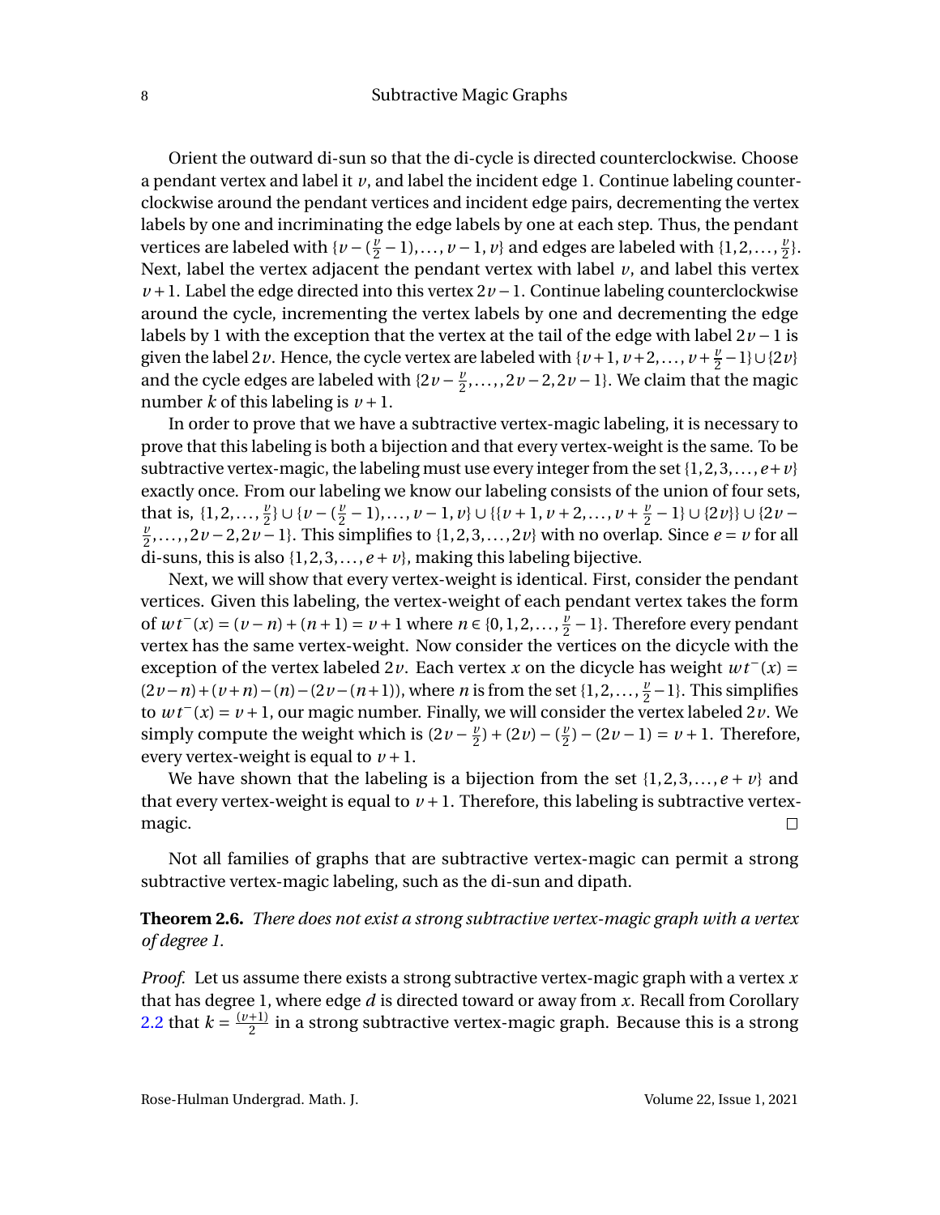Orient the outward di-sun so that the di-cycle is directed counterclockwise. Choose a pendant vertex and label it $v$, and label the incident edge 1. Continue labeling counterclockwise around the pendant vertices and incident edge pairs, decrementing the vertex labels by one and incriminating the edge labels by one at each step. Thus, the pendant vertices are labeled with $\{v-(\frac{v}{2}-1),\dots,v-1,v\}$ and edges are labeled with $\{1,2,\dots,\frac{v}{2}\}$. Next, label the vertex adjacent the pendant vertex with label $v$, and label this vertex $v+1$. Label the edge directed into this vertex $2v-1$. Continue labeling counterclockwise around the cycle, incrementing the vertex labels by one and decrementing the edge labels by 1 with the exception that the vertex at the tail of the edge with label $2v-1$ is given the label $2v$. Hence, the cycle vertex are labeled with $\{v+1, v+2,\dots,v+\frac{v}{2}-1\}\cup\{2v\}$ and the cycle edges are labeled with $\{2v-\frac{v}{2},\dots,,2v-2,2v-1\}$. We claim that the magic number $k$ of this labeling is $v+1$.

In order to prove that we have a subtractive vertex-magic labeling, it is necessary to prove that this labeling is both a bijection and that every vertex-weight is the same. To be subtractive vertex-magic, the labeling must use every integer from the set $\{1,2,3,\dots,e+v\}$ exactly once. From our labeling we know our labeling consists of the union of four sets, that is, $\{1,2,\dots,\frac{v}{2}\}\cup\{v-(\frac{v}{2}-1),\dots,v-1,v\}\cup\{\{v+1,v+2,\dots,v+\frac{v}{2}-1\}\cup\{2v\}\}\cup\{2v-\frac{v}{2},\dots,,2v-2,2v-1\}$. This simplifies to $\{1,2,3,\dots,2v\}$ with no overlap. Since $e=v$ for all di-suns, this is also $\{1,2,3,\dots,e+v\}$, making this labeling bijective.

Next, we will show that every vertex-weight is identical. First, consider the pendant vertices. Given this labeling, the vertex-weight of each pendant vertex takes the form of $wt^-(x)=(v-n)+(n+1)=v+1$ where $n\in\{0,1,2,\dots,\frac{v}{2}-1\}$. Therefore every pendant vertex has the same vertex-weight. Now consider the vertices on the dicycle with the exception of the vertex labeled $2v$. Each vertex $x$ on the dicycle has weight $wt^-(x)=(2v-n)+(v+n)-(n)-(2v-(n+1))$, where $n$ is from the set $\{1,2,\dots,\frac{v}{2}-1\}$. This simplifies to $wt^-(x)=v+1$, our magic number. Finally, we will consider the vertex labeled $2v$. We simply compute the weight which is $(2v-\frac{v}{2})+(2v)-(\frac{v}{2})-(2v-1)=v+1$. Therefore, every vertex-weight is equal to $v+1$.

We have shown that the labeling is a bijection from the set $\{1,2,3,\dots,e+v\}$ and that every vertex-weight is equal to $v+1$. Therefore, this labeling is subtractive vertex-magic. □

Not all families of graphs that are subtractive vertex-magic can permit a strong subtractive vertex-magic labeling, such as the di-sun and dipath.

**Theorem 2.6.** *There does not exist a strong subtractive vertex-magic graph with a vertex of degree 1.*

*Proof.* Let us assume there exists a strong subtractive vertex-magic graph with a vertex $x$ that has degree 1, where edge $d$ is directed toward or away from $x$. Recall from Corollary 2.2 that $k=\frac{(v+1)}{2}$ in a strong subtractive vertex-magic graph. Because this is a strong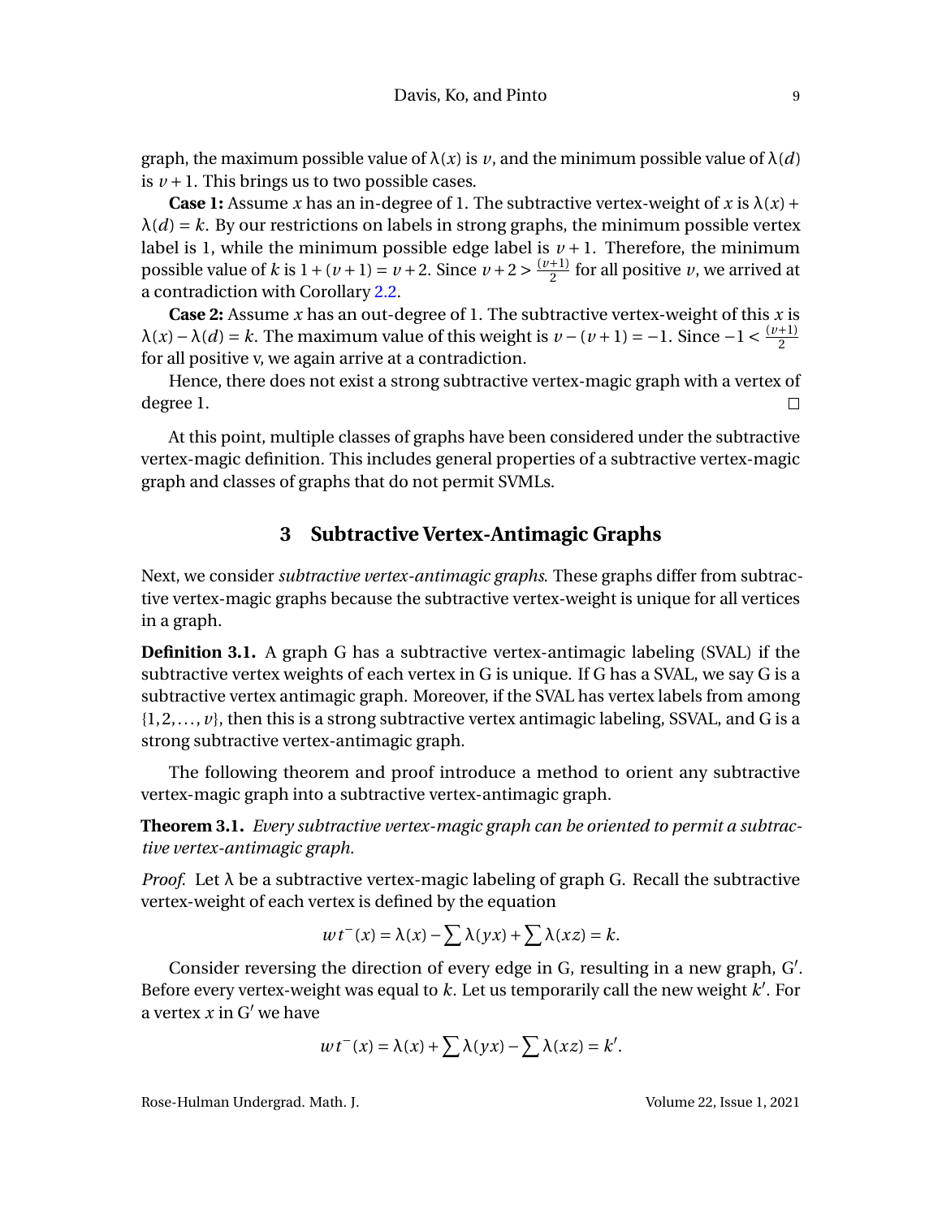graph, the maximum possible value of $\lambda(x)$ is $v$, and the minimum possible value of $\lambda(d)$ is $v+1$. This brings us to two possible cases.

**Case 1:** Assume $x$ has an in-degree of 1. The subtractive vertex-weight of $x$ is $\lambda(x) + \lambda(d) = k$. By our restrictions on labels in strong graphs, the minimum possible vertex label is 1, while the minimum possible edge label is $v+1$. Therefore, the minimum possible value of $k$ is $1 + (v+1) = v+2$. Since $v+2 > \frac{(v+1)}{2}$ for all positive $v$, we arrived at a contradiction with Corollary 2.2.

**Case 2:** Assume $x$ has an out-degree of 1. The subtractive vertex-weight of this $x$ is $\lambda(x) - \lambda(d) = k$. The maximum value of this weight is $v - (v+1) = -1$. Since $-1 < \frac{(v+1)}{2}$ for all positive v, we again arrive at a contradiction.

Hence, there does not exist a strong subtractive vertex-magic graph with a vertex of degree 1. □

At this point, multiple classes of graphs have been considered under the subtractive vertex-magic definition. This includes general properties of a subtractive vertex-magic graph and classes of graphs that do not permit SVMLs.

## 3 Subtractive Vertex-Antimagic Graphs

Next, we consider *subtractive vertex-antimagic graphs*. These graphs differ from subtractive vertex-magic graphs because the subtractive vertex-weight is unique for all vertices in a graph.

**Definition 3.1.** A graph G has a subtractive vertex-antimagic labeling (SVAL) if the subtractive vertex weights of each vertex in G is unique. If G has a SVAL, we say G is a subtractive vertex antimagic graph. Moreover, if the SVAL has vertex labels from among $\{1, 2, \ldots, v\}$, then this is a strong subtractive vertex antimagic labeling, SSVAL, and G is a strong subtractive vertex-antimagic graph.

The following theorem and proof introduce a method to orient any subtractive vertex-magic graph into a subtractive vertex-antimagic graph.

**Theorem 3.1.** *Every subtractive vertex-magic graph can be oriented to permit a subtractive vertex-antimagic graph.*

*Proof.* Let $\lambda$ be a subtractive vertex-magic labeling of graph G. Recall the subtractive vertex-weight of each vertex is defined by the equation

$$wt^{-}(x) = \lambda(x) - \sum \lambda(yx) + \sum \lambda(xz) = k.$$

Consider reversing the direction of every edge in G, resulting in a new graph, G′. Before every vertex-weight was equal to $k$. Let us temporarily call the new weight $k'$. For a vertex $x$ in G′ we have

$$wt^{-}(x) = \lambda(x) + \sum \lambda(yx) - \sum \lambda(xz) = k'.$$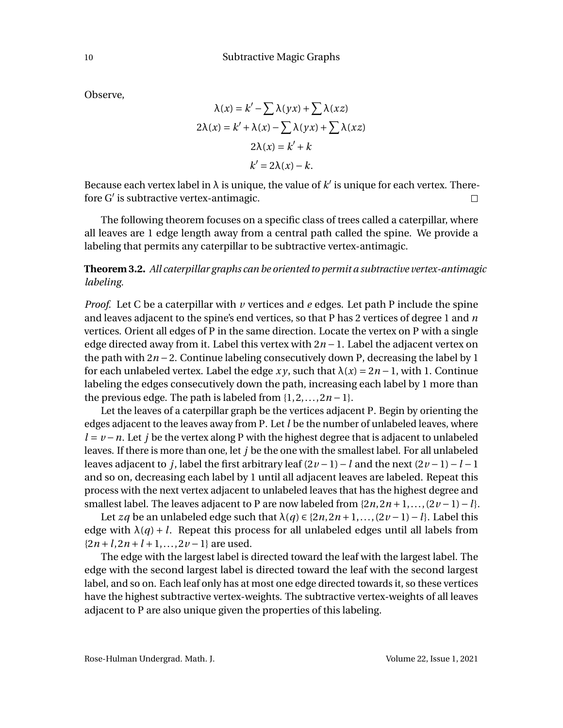Observe,

$$
\begin{aligned}
\lambda(x) &= k' - \sum \lambda(yx) + \sum \lambda(xz) \\
2\lambda(x) &= k' + \lambda(x) - \sum \lambda(yx) + \sum \lambda(xz) \\
2\lambda(x) &= k' + k \\
k' &= 2\lambda(x) - k.
\end{aligned}
$$

Because each vertex label in $\lambda$ is unique, the value of $k'$ is unique for each vertex. Therefore $G'$ is subtractive vertex-antimagic. □

The following theorem focuses on a specific class of trees called a caterpillar, where all leaves are 1 edge length away from a central path called the spine. We provide a labeling that permits any caterpillar to be subtractive vertex-antimagic.

**Theorem 3.2.** *All caterpillar graphs can be oriented to permit a subtractive vertex-antimagic labeling.*

*Proof.* Let C be a caterpillar with $v$ vertices and $e$ edges. Let path P include the spine and leaves adjacent to the spine's end vertices, so that P has 2 vertices of degree 1 and $n$ vertices. Orient all edges of P in the same direction. Locate the vertex on P with a single edge directed away from it. Label this vertex with $2n-1$. Label the adjacent vertex on the path with $2n-2$. Continue labeling consecutively down P, decreasing the label by 1 for each unlabeled vertex. Label the edge $xy$, such that $\lambda(x) = 2n-1$, with 1. Continue labeling the edges consecutively down the path, increasing each label by 1 more than the previous edge. The path is labeled from $\{1, 2, \ldots, 2n-1\}$.

Let the leaves of a caterpillar graph be the vertices adjacent P. Begin by orienting the edges adjacent to the leaves away from P. Let $l$ be the number of unlabeled leaves, where $l = v - n$. Let $j$ be the vertex along P with the highest degree that is adjacent to unlabeled leaves. If there is more than one, let $j$ be the one with the smallest label. For all unlabeled leaves adjacent to $j$, label the first arbitrary leaf $(2v-1)-l$ and the next $(2v-1)-l-1$ and so on, decreasing each label by 1 until all adjacent leaves are labeled. Repeat this process with the next vertex adjacent to unlabeled leaves that has the highest degree and smallest label. The leaves adjacent to P are now labeled from $\{2n, 2n+1, \ldots, (2v-1)-l\}$.

Let $zq$ be an unlabeled edge such that $\lambda(q) \in \{2n, 2n+1, \ldots, (2v-1)-l\}$. Label this edge with $\lambda(q)+l$. Repeat this process for all unlabeled edges until all labels from $\{2n+l, 2n+l+1, \ldots, 2v-1\}$ are used.

The edge with the largest label is directed toward the leaf with the largest label. The edge with the second largest label is directed toward the leaf with the second largest label, and so on. Each leaf only has at most one edge directed towards it, so these vertices have the highest subtractive vertex-weights. The subtractive vertex-weights of all leaves adjacent to P are also unique given the properties of this labeling.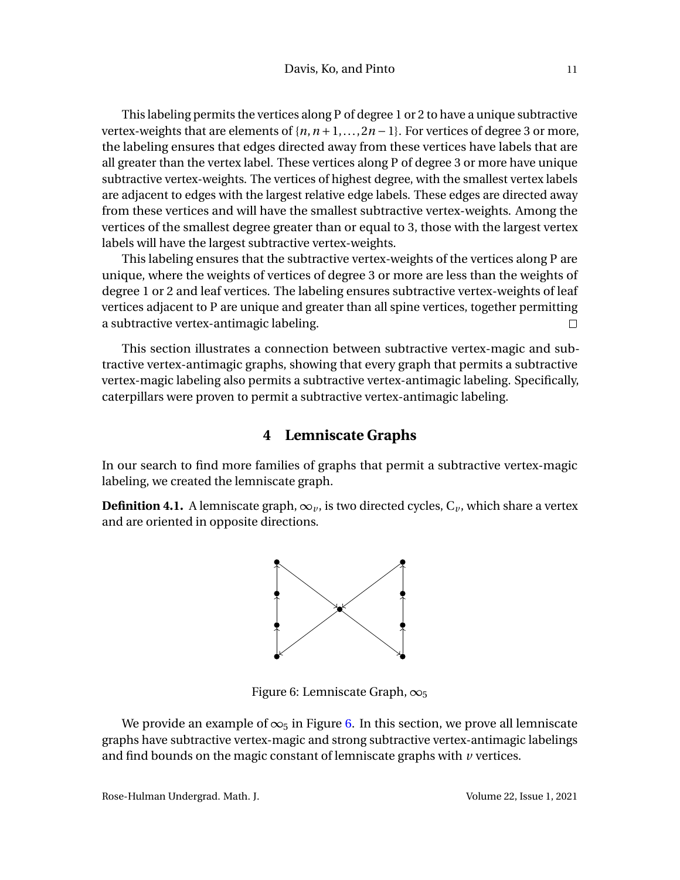This labeling permits the vertices along P of degree 1 or 2 to have a unique subtractive vertex-weights that are elements of $\{n, n+1, \ldots, 2n-1\}$. For vertices of degree 3 or more, the labeling ensures that edges directed away from these vertices have labels that are all greater than the vertex label. These vertices along P of degree 3 or more have unique subtractive vertex-weights. The vertices of highest degree, with the smallest vertex labels are adjacent to edges with the largest relative edge labels. These edges are directed away from these vertices and will have the smallest subtractive vertex-weights. Among the vertices of the smallest degree greater than or equal to 3, those with the largest vertex labels will have the largest subtractive vertex-weights.

This labeling ensures that the subtractive vertex-weights of the vertices along P are unique, where the weights of vertices of degree 3 or more are less than the weights of degree 1 or 2 and leaf vertices. The labeling ensures subtractive vertex-weights of leaf vertices adjacent to P are unique and greater than all spine vertices, together permitting a subtractive vertex-antimagic labeling. □

This section illustrates a connection between subtractive vertex-magic and subtractive vertex-antimagic graphs, showing that every graph that permits a subtractive vertex-magic labeling also permits a subtractive vertex-antimagic labeling. Specifically, caterpillars were proven to permit a subtractive vertex-antimagic labeling.

## 4 Lemniscate Graphs

In our search to find more families of graphs that permit a subtractive vertex-magic labeling, we created the lemniscate graph.

**Definition 4.1.** A lemniscate graph, $\infty_v$, is two directed cycles, $C_v$, which share a vertex and are oriented in opposite directions.

Figure 6: Lemniscate Graph, $\infty_5$

We provide an example of $\infty_5$ in Figure 6. In this section, we prove all lemniscate graphs have subtractive vertex-magic and strong subtractive vertex-antimagic labelings and find bounds on the magic constant of lemniscate graphs with $v$ vertices.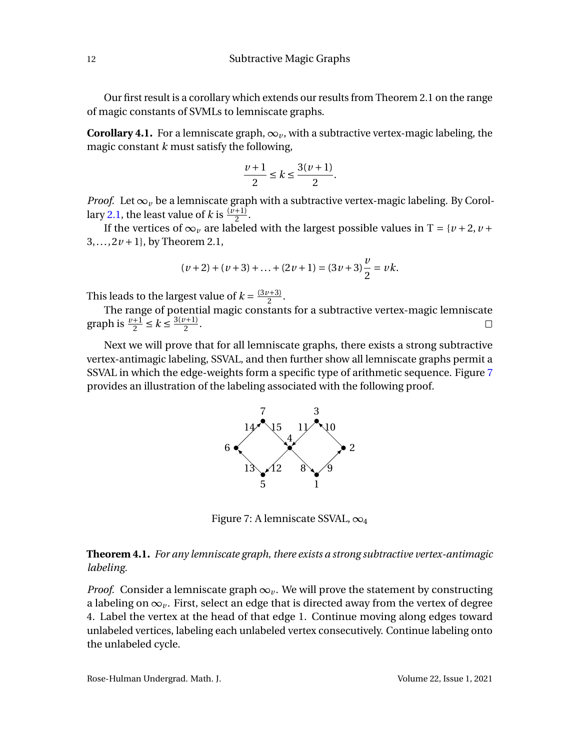Our first result is a corollary which extends our results from Theorem 2.1 on the range of magic constants of SVMLs to lemniscate graphs.

**Corollary 4.1.** For a lemniscate graph, $\infty_v$, with a subtractive vertex-magic labeling, the magic constant $k$ must satisfy the following,

$$\frac{v+1}{2} \leq k \leq \frac{3(v+1)}{2}.$$

*Proof.* Let $\infty_v$ be a lemniscate graph with a subtractive vertex-magic labeling. By Corollary 2.1, the least value of $k$ is $\frac{(v+1)}{2}$.

If the vertices of $\infty_v$ are labeled with the largest possible values in $\mathrm{T} = \{v+2, v+3, \ldots, 2v+1\}$, by Theorem 2.1,

$$(v+2)+(v+3)+\ldots+(2v+1) = (3v+3)\frac{v}{2} = vk.$$

This leads to the largest value of $k = \frac{(3v+3)}{2}$.

The range of potential magic constants for a subtractive vertex-magic lemniscate graph is $\frac{v+1}{2} \leq k \leq \frac{3(v+1)}{2}$. □

Next we will prove that for all lemniscate graphs, there exists a strong subtractive vertex-antimagic labeling, SSVAL, and then further show all lemniscate graphs permit a SSVAL in which the edge-weights form a specific type of arithmetic sequence. Figure 7 provides an illustration of the labeling associated with the following proof.

Figure 7: A lemniscate SSVAL, $\infty_4$

**Theorem 4.1.** *For any lemniscate graph, there exists a strong subtractive vertex-antimagic labeling.*

*Proof.* Consider a lemniscate graph $\infty_v$. We will prove the statement by constructing a labeling on $\infty_v$. First, select an edge that is directed away from the vertex of degree 4. Label the vertex at the head of that edge 1. Continue moving along edges toward unlabeled vertices, labeling each unlabeled vertex consecutively. Continue labeling onto the unlabeled cycle.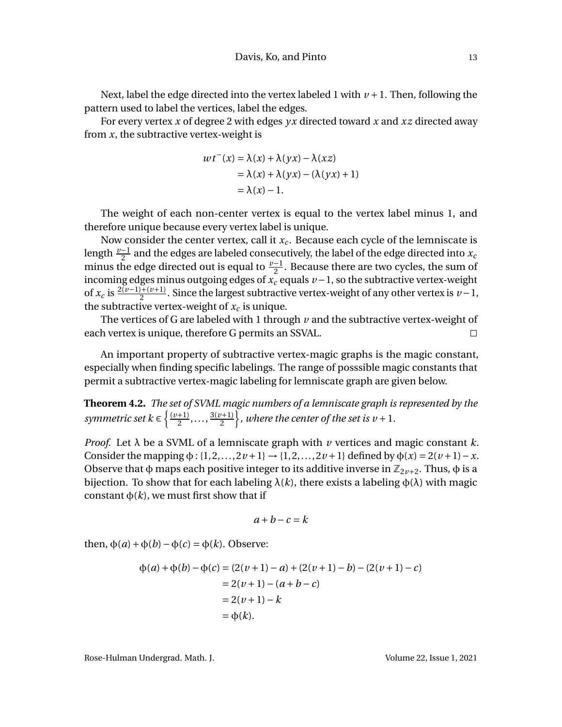Next, label the edge directed into the vertex labeled 1 with $v+1$. Then, following the pattern used to label the vertices, label the edges.

For every vertex $x$ of degree 2 with edges $yx$ directed toward $x$ and $xz$ directed away from $x$, the subtractive vertex-weight is

$$\begin{aligned} wt^{-}(x) &= \lambda(x) + \lambda(yx) - \lambda(xz) \\ &= \lambda(x) + \lambda(yx) - (\lambda(yx) + 1) \\ &= \lambda(x) - 1. \end{aligned}$$

The weight of each non-center vertex is equal to the vertex label minus 1, and therefore unique because every vertex label is unique.

Now consider the center vertex, call it $x_c$. Because each cycle of the lemniscate is length $\frac{v-1}{2}$ and the edges are labeled consecutively, the label of the edge directed into $x_c$ minus the edge directed out is equal to $\frac{v-1}{2}$. Because there are two cycles, the sum of incoming edges minus outgoing edges of $x_c$ equals $v-1$, so the subtractive vertex-weight of $x_c$ is $\frac{2(v-1)+(v+1)}{2}$. Since the largest subtractive vertex-weight of any other vertex is $v-1$, the subtractive vertex-weight of $x_c$ is unique.

The vertices of G are labeled with 1 through $v$ and the subtractive vertex-weight of each vertex is unique, therefore G permits an SSVAL. □

An important property of subtractive vertex-magic graphs is the magic constant, especially when finding specific labelings. The range of posssible magic constants that permit a subtractive vertex-magic labeling for lemniscate graph are given below.

**Theorem 4.2.** *The set of SVML magic numbers of a lemniscate graph is represented by the symmetric set* $k \in \left\{\frac{(v+1)}{2}, \ldots, \frac{3(v+1)}{2}\right\}$*, where the center of the set is* $v+1$.

*Proof.* Let $\lambda$ be a SVML of a lemniscate graph with $v$ vertices and magic constant $k$. Consider the mapping $\phi : \{1,2,\ldots,2v+1\} \to \{1,2,\ldots,2v+1\}$ defined by $\phi(x) = 2(v+1) - x$. Observe that $\phi$ maps each positive integer to its additive inverse in $\mathbb{Z}_{2v+2}$. Thus, $\phi$ is a bijection. To show that for each labeling $\lambda(k)$, there exists a labeling $\phi(\lambda)$ with magic constant $\phi(k)$, we must first show that if

$$a + b - c = k$$

then, $\phi(a) + \phi(b) - \phi(c) = \phi(k)$. Observe:

$$\begin{aligned} \phi(a) + \phi(b) - \phi(c) &= (2(v+1) - a) + (2(v+1) - b) - (2(v+1) - c) \\ &= 2(v+1) - (a + b - c) \\ &= 2(v+1) - k \\ &= \phi(k). \end{aligned}$$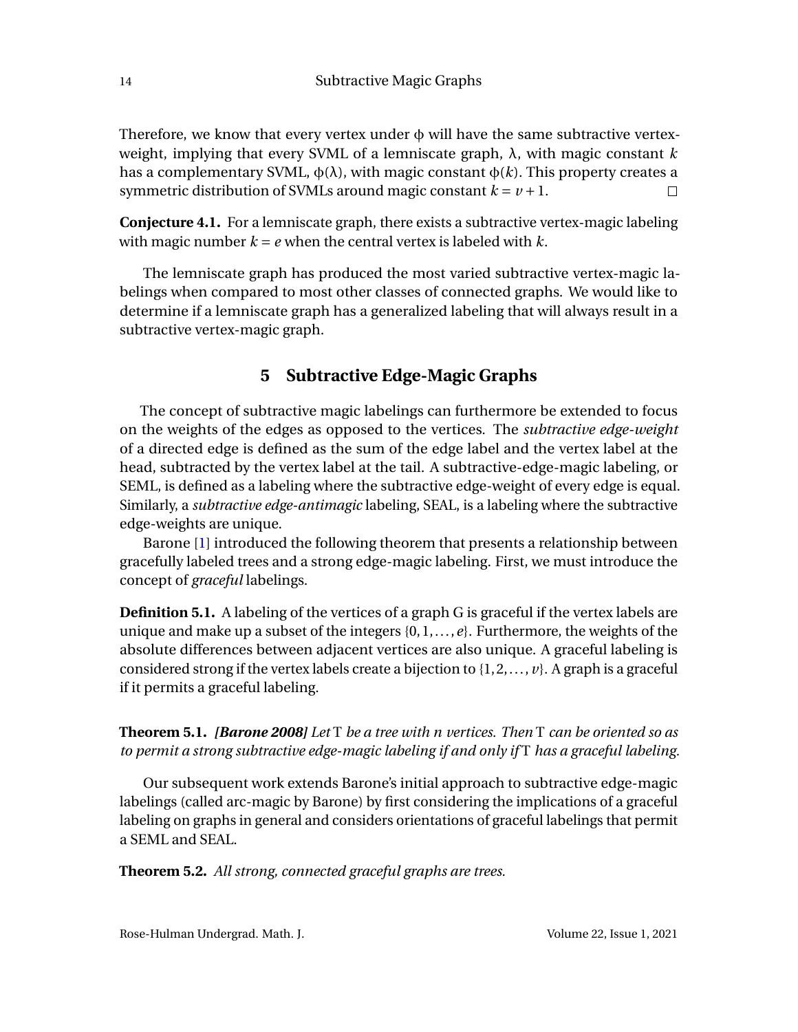Therefore, we know that every vertex under $\phi$ will have the same subtractive vertex-weight, implying that every SVML of a lemniscate graph, $\lambda$, with magic constant $k$ has a complementary SVML, $\phi(\lambda)$, with magic constant $\phi(k)$. This property creates a symmetric distribution of SVMLs around magic constant $k = v + 1$. $\square$

**Conjecture 4.1.** For a lemniscate graph, there exists a subtractive vertex-magic labeling with magic number $k = e$ when the central vertex is labeled with $k$.

The lemniscate graph has produced the most varied subtractive vertex-magic labelings when compared to most other classes of connected graphs. We would like to determine if a lemniscate graph has a generalized labeling that will always result in a subtractive vertex-magic graph.

## 5 Subtractive Edge-Magic Graphs

The concept of subtractive magic labelings can furthermore be extended to focus on the weights of the edges as opposed to the vertices. The *subtractive edge-weight* of a directed edge is defined as the sum of the edge label and the vertex label at the head, subtracted by the vertex label at the tail. A subtractive-edge-magic labeling, or SEML, is defined as a labeling where the subtractive edge-weight of every edge is equal. Similarly, a *subtractive edge-antimagic* labeling, SEAL, is a labeling where the subtractive edge-weights are unique.

Barone [1] introduced the following theorem that presents a relationship between gracefully labeled trees and a strong edge-magic labeling. First, we must introduce the concept of *graceful* labelings.

**Definition 5.1.** A labeling of the vertices of a graph G is graceful if the vertex labels are unique and make up a subset of the integers $\{0, 1, \ldots, e\}$. Furthermore, the weights of the absolute differences between adjacent vertices are also unique. A graceful labeling is considered strong if the vertex labels create a bijection to $\{1, 2, \ldots, v\}$. A graph is a graceful if it permits a graceful labeling.

**Theorem 5.1.** ***[Barone 2008]*** *Let* T *be a tree with n vertices. Then* T *can be oriented so as to permit a strong subtractive edge-magic labeling if and only if* T *has a graceful labeling.*

Our subsequent work extends Barone's initial approach to subtractive edge-magic labelings (called arc-magic by Barone) by first considering the implications of a graceful labeling on graphs in general and considers orientations of graceful labelings that permit a SEML and SEAL.

**Theorem 5.2.** *All strong, connected graceful graphs are trees.*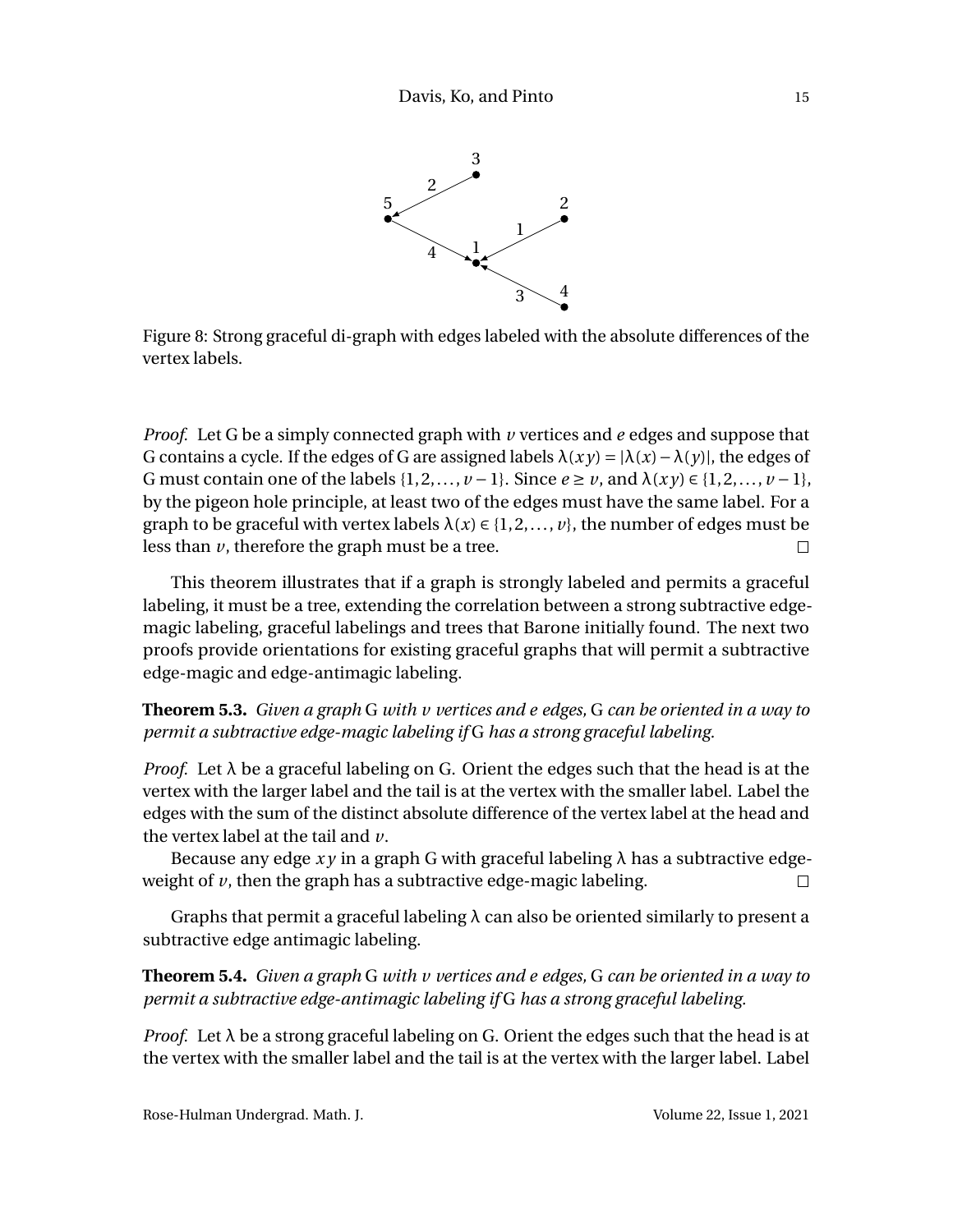Figure 8: Strong graceful di-graph with edges labeled with the absolute differences of the vertex labels.

*Proof.* Let G be a simply connected graph with $v$ vertices and $e$ edges and suppose that G contains a cycle. If the edges of G are assigned labels $\lambda(xy) = |\lambda(x) - \lambda(y)|$, the edges of G must contain one of the labels $\{1, 2, \ldots, v-1\}$. Since $e \geq v$, and $\lambda(xy) \in \{1, 2, \ldots, v-1\}$, by the pigeon hole principle, at least two of the edges must have the same label. For a graph to be graceful with vertex labels $\lambda(x) \in \{1, 2, \ldots, v\}$, the number of edges must be less than $v$, therefore the graph must be a tree. □

This theorem illustrates that if a graph is strongly labeled and permits a graceful labeling, it must be a tree, extending the correlation between a strong subtractive edge-magic labeling, graceful labelings and trees that Barone initially found. The next two proofs provide orientations for existing graceful graphs that will permit a subtractive edge-magic and edge-antimagic labeling.

**Theorem 5.3.** *Given a graph* G *with* $v$ *vertices and* $e$ *edges,* G *can be oriented in a way to permit a subtractive edge-magic labeling if* G *has a strong graceful labeling.*

*Proof.* Let $\lambda$ be a graceful labeling on G. Orient the edges such that the head is at the vertex with the larger label and the tail is at the vertex with the smaller label. Label the edges with the sum of the distinct absolute difference of the vertex label at the head and the vertex label at the tail and $v$.

Because any edge $xy$ in a graph G with graceful labeling $\lambda$ has a subtractive edge-weight of $v$, then the graph has a subtractive edge-magic labeling. □

Graphs that permit a graceful labeling $\lambda$ can also be oriented similarly to present a subtractive edge antimagic labeling.

**Theorem 5.4.** *Given a graph* G *with* $v$ *vertices and* $e$ *edges,* G *can be oriented in a way to permit a subtractive edge-antimagic labeling if* G *has a strong graceful labeling.*

*Proof.* Let $\lambda$ be a strong graceful labeling on G. Orient the edges such that the head is at the vertex with the smaller label and the tail is at the vertex with the larger label. Label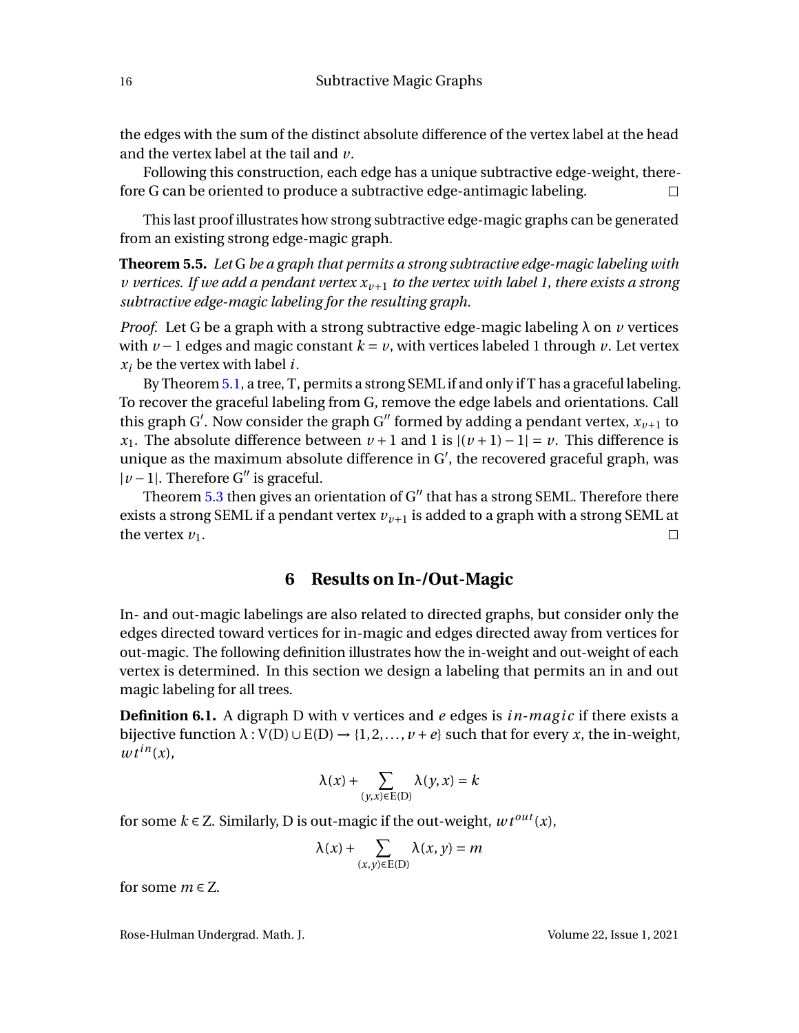the edges with the sum of the distinct absolute difference of the vertex label at the head and the vertex label at the tail and $v$.

Following this construction, each edge has a unique subtractive edge-weight, therefore G can be oriented to produce a subtractive edge-antimagic labeling. □

This last proof illustrates how strong subtractive edge-magic graphs can be generated from an existing strong edge-magic graph.

**Theorem 5.5.** *Let* G *be a graph that permits a strong subtractive edge-magic labeling with* $v$ *vertices. If we add a pendant vertex* $x_{v+1}$ *to the vertex with label 1, there exists a strong subtractive edge-magic labeling for the resulting graph.*

*Proof.* Let G be a graph with a strong subtractive edge-magic labeling $\lambda$ on $v$ vertices with $v-1$ edges and magic constant $k = v$, with vertices labeled 1 through $v$. Let vertex $x_i$ be the vertex with label $i$.

By Theorem 5.1, a tree, T, permits a strong SEML if and only if T has a graceful labeling. To recover the graceful labeling from G, remove the edge labels and orientations. Call this graph G′. Now consider the graph G″ formed by adding a pendant vertex, $x_{v+1}$ to $x_1$. The absolute difference between $v+1$ and 1 is $|(v+1)-1| = v$. This difference is unique as the maximum absolute difference in G′, the recovered graceful graph, was $|v-1|$. Therefore G″ is graceful.

Theorem 5.3 then gives an orientation of G″ that has a strong SEML. Therefore there exists a strong SEML if a pendant vertex $v_{v+1}$ is added to a graph with a strong SEML at the vertex $v_1$. □

## 6 Results on In-/Out-Magic

In- and out-magic labelings are also related to directed graphs, but consider only the edges directed toward vertices for in-magic and edges directed away from vertices for out-magic. The following definition illustrates how the in-weight and out-weight of each vertex is determined. In this section we design a labeling that permits an in and out magic labeling for all trees.

**Definition 6.1.** A digraph D with v vertices and $e$ edges is *in-magic* if there exists a bijective function $\lambda : V(D) \cup E(D) \to \{1, 2, \ldots, v+e\}$ such that for every $x$, the in-weight, $wt^{in}(x)$,

$$\lambda(x) + \sum_{(y,x)\in E(D)} \lambda(y,x) = k$$

for some $k \in \mathbb{Z}$. Similarly, D is out-magic if the out-weight, $wt^{out}(x)$,

$$\lambda(x) + \sum_{(x,y)\in E(D)} \lambda(x,y) = m$$

for some $m \in \mathbb{Z}$.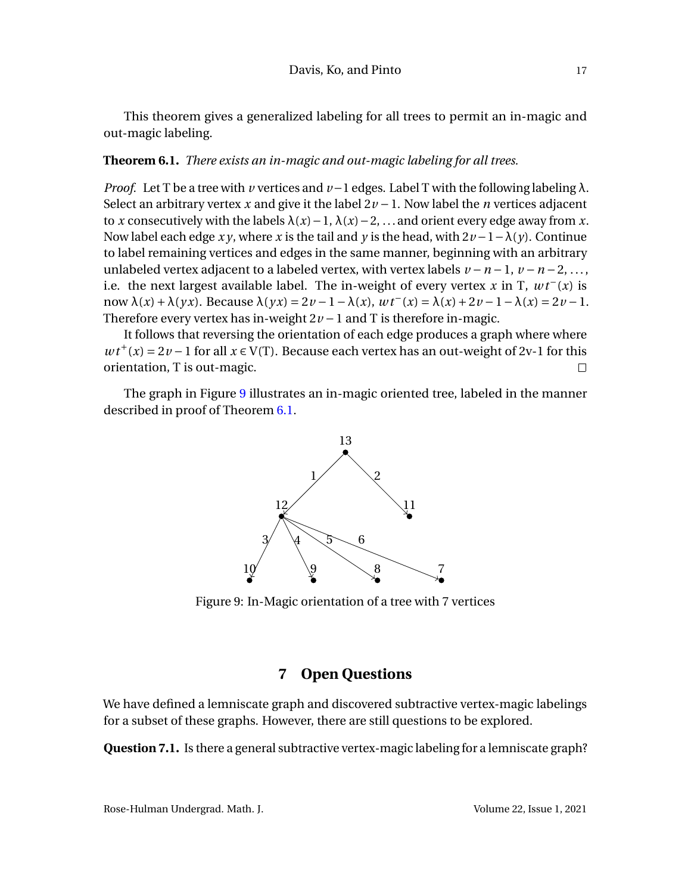This theorem gives a generalized labeling for all trees to permit an in-magic and out-magic labeling.

**Theorem 6.1.** *There exists an in-magic and out-magic labeling for all trees.*

*Proof.* Let T be a tree with $v$ vertices and $v-1$ edges. Label T with the following labeling $\lambda$. Select an arbitrary vertex $x$ and give it the label $2v-1$. Now label the $n$ vertices adjacent to $x$ consecutively with the labels $\lambda(x)-1$, $\lambda(x)-2$, ... and orient every edge away from $x$. Now label each edge $xy$, where $x$ is the tail and $y$ is the head, with $2v-1-\lambda(y)$. Continue to label remaining vertices and edges in the same manner, beginning with an arbitrary unlabeled vertex adjacent to a labeled vertex, with vertex labels $v-n-1$, $v-n-2$, ..., i.e. the next largest available label. The in-weight of every vertex $x$ in T, $wt^{-}(x)$ is now $\lambda(x)+\lambda(yx)$. Because $\lambda(yx) = 2v-1-\lambda(x)$, $wt^{-}(x) = \lambda(x)+2v-1-\lambda(x) = 2v-1$. Therefore every vertex has in-weight $2v-1$ and T is therefore in-magic.

It follows that reversing the orientation of each edge produces a graph where where $wt^{+}(x) = 2v-1$ for all $x \in V(T)$. Because each vertex has an out-weight of 2v-1 for this orientation, T is out-magic. □

The graph in Figure 9 illustrates an in-magic oriented tree, labeled in the manner described in proof of Theorem 6.1.

Figure 9: In-Magic orientation of a tree with 7 vertices

## 7 Open Questions

We have defined a lemniscate graph and discovered subtractive vertex-magic labelings for a subset of these graphs. However, there are still questions to be explored.

**Question 7.1.** Is there a general subtractive vertex-magic labeling for a lemniscate graph?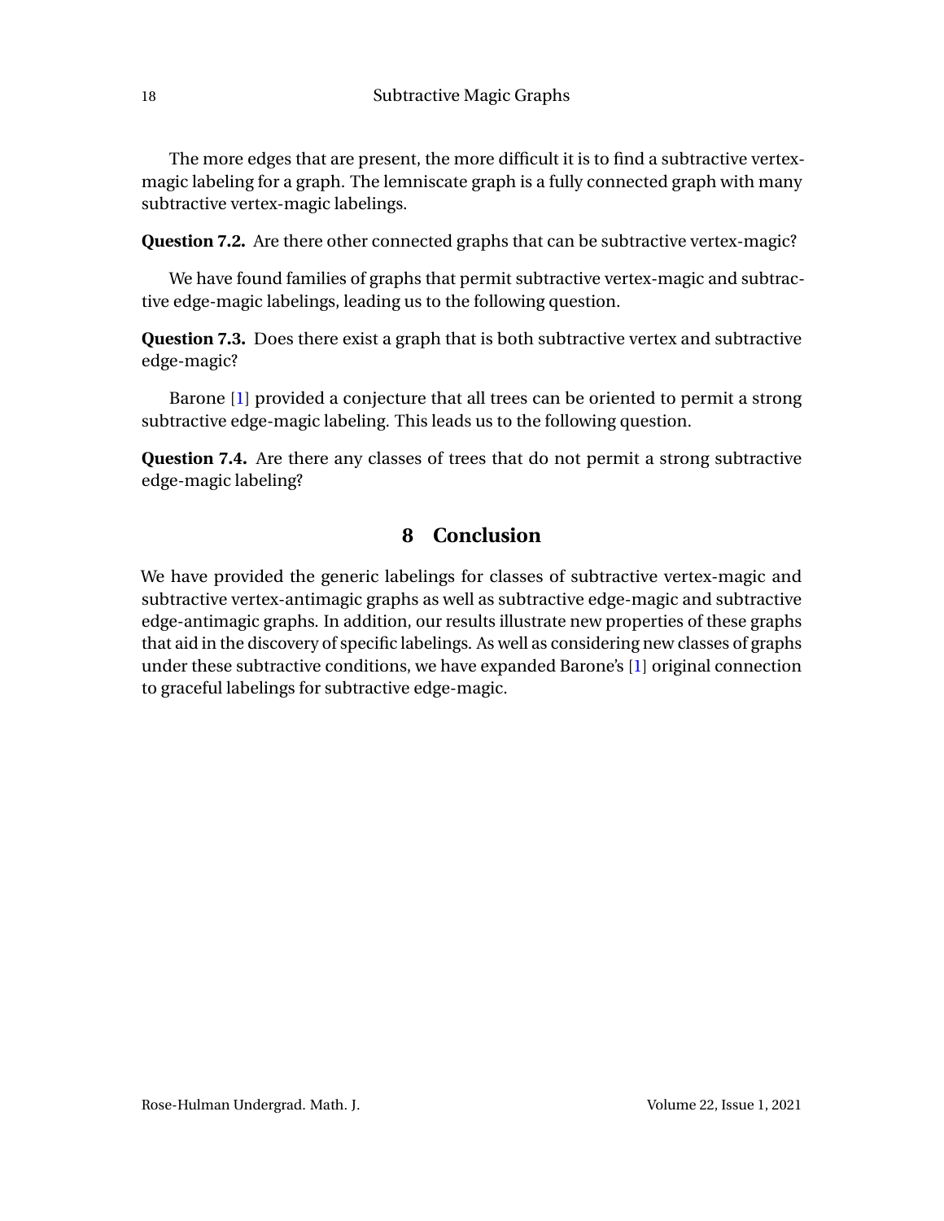The more edges that are present, the more difficult it is to find a subtractive vertex-magic labeling for a graph. The lemniscate graph is a fully connected graph with many subtractive vertex-magic labelings.

**Question 7.2.** Are there other connected graphs that can be subtractive vertex-magic?

We have found families of graphs that permit subtractive vertex-magic and subtractive edge-magic labelings, leading us to the following question.

**Question 7.3.** Does there exist a graph that is both subtractive vertex and subtractive edge-magic?

Barone [1] provided a conjecture that all trees can be oriented to permit a strong subtractive edge-magic labeling. This leads us to the following question.

**Question 7.4.** Are there any classes of trees that do not permit a strong subtractive edge-magic labeling?

## 8 Conclusion

We have provided the generic labelings for classes of subtractive vertex-magic and subtractive vertex-antimagic graphs as well as subtractive edge-magic and subtractive edge-antimagic graphs. In addition, our results illustrate new properties of these graphs that aid in the discovery of specific labelings. As well as considering new classes of graphs under these subtractive conditions, we have expanded Barone's [1] original connection to graceful labelings for subtractive edge-magic.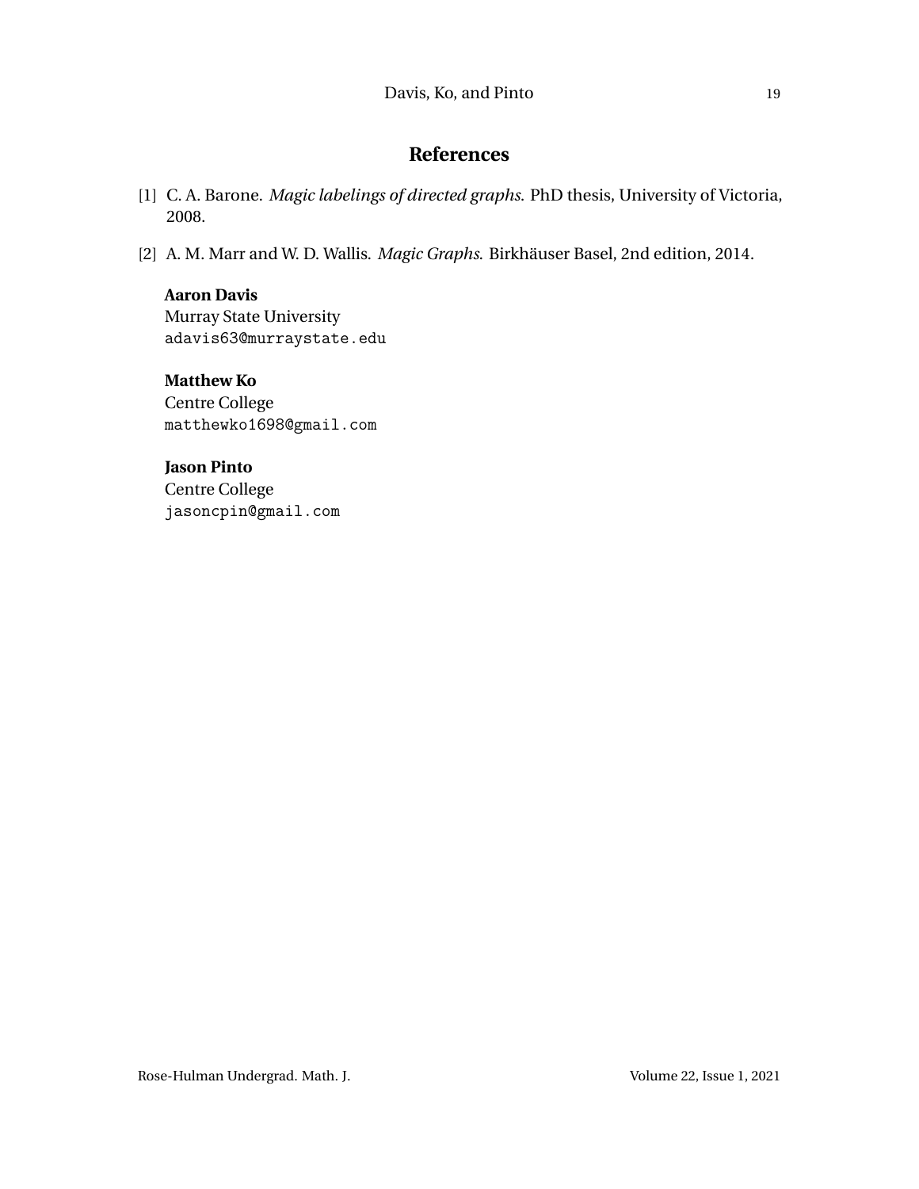## References

[1] C. A. Barone. *Magic labelings of directed graphs*. PhD thesis, University of Victoria, 2008.

[2] A. M. Marr and W. D. Wallis. *Magic Graphs*. Birkhäuser Basel, 2nd edition, 2014.

**Aaron Davis**
Murray State University
adavis63@murraystate.edu

**Matthew Ko**
Centre College
matthewko1698@gmail.com

**Jason Pinto**
Centre College
jasoncpin@gmail.com